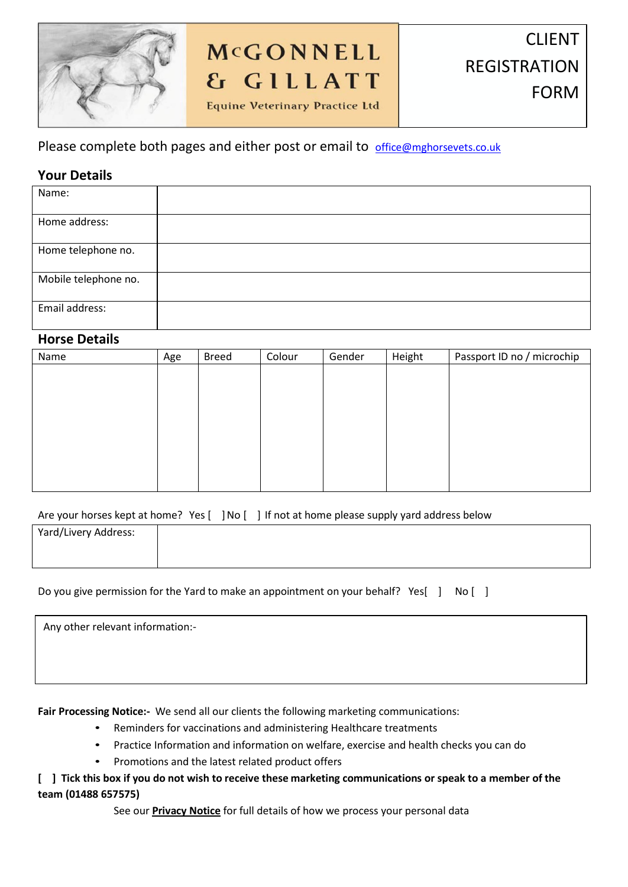# McGONNELL & GILLATT

Equine Veterinary Practice Ltd

CLIENT REGISTRATION FORM

Please complete both pages and either post or email to office@mghorsevets.co.uk

## Your Details

| | |
|---|---|
| Name: | |
| Home address: | |
| Home telephone no. | |
| Mobile telephone no. | |
| Email address: | |

## Horse Details

| Name | Age | Breed | Colour | Gender | Height | Passport ID no / microchip |
|---|---|---|---|---|---|---|
| | | | | | | |

Are your horses kept at home? Yes [ ] No [ ] If not at home please supply yard address below

| | |
|---|---|
| Yard/Livery Address: | |

Do you give permission for the Yard to make an appointment on your behalf? Yes[ ] No [ ]

| Any other relevant information:- |
|---|
| |

**Fair Processing Notice:-** We send all our clients the following marketing communications:

- Reminders for vaccinations and administering Healthcare treatments
- Practice Information and information on welfare, exercise and health checks you can do
- Promotions and the latest related product offers

**[ ] Tick this box if you do not wish to receive these marketing communications or speak to a member of the team (01488 657575)**

See our **Privacy Notice** for full details of how we process your personal data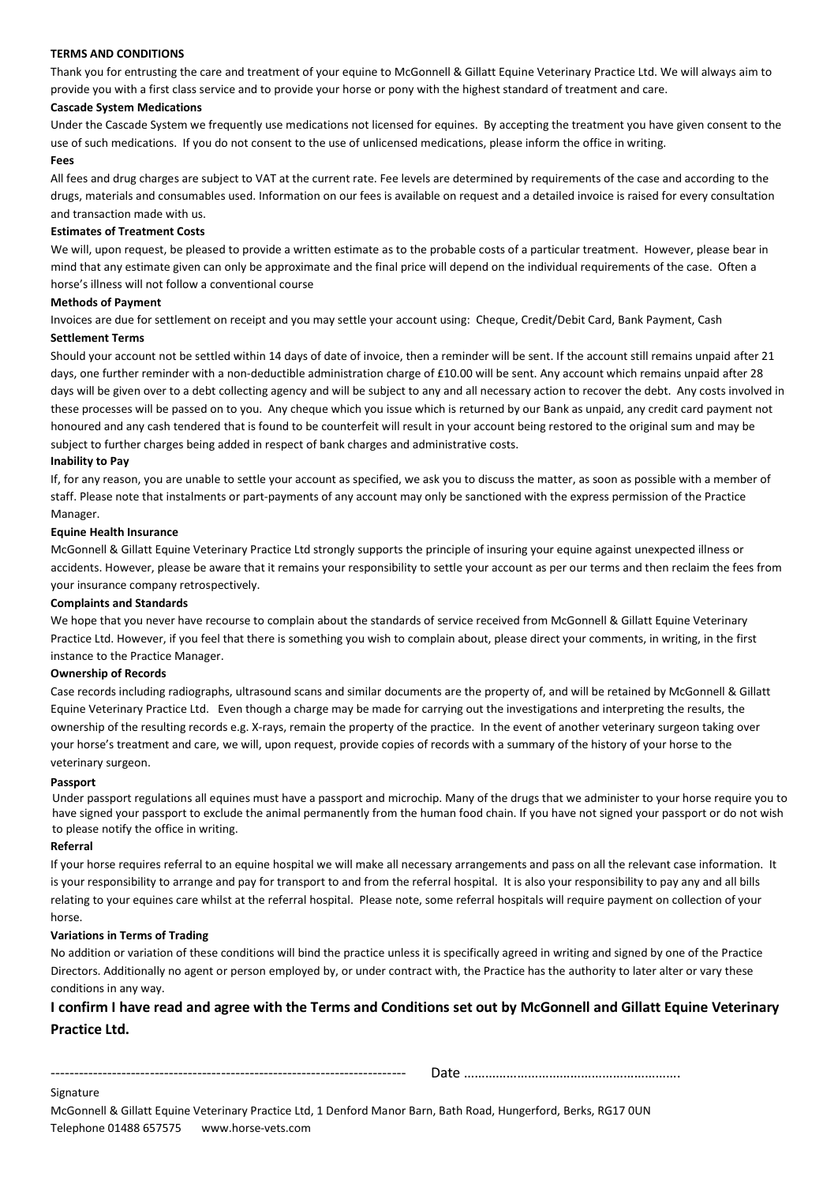**TERMS AND CONDITIONS**

Thank you for entrusting the care and treatment of your equine to McGonnell & Gillatt Equine Veterinary Practice Ltd. We will always aim to provide you with a first class service and to provide your horse or pony with the highest standard of treatment and care.

**Cascade System Medications**

Under the Cascade System we frequently use medications not licensed for equines. By accepting the treatment you have given consent to the use of such medications. If you do not consent to the use of unlicensed medications, please inform the office in writing.

**Fees**

All fees and drug charges are subject to VAT at the current rate. Fee levels are determined by requirements of the case and according to the drugs, materials and consumables used. Information on our fees is available on request and a detailed invoice is raised for every consultation and transaction made with us.

**Estimates of Treatment Costs**

We will, upon request, be pleased to provide a written estimate as to the probable costs of a particular treatment. However, please bear in mind that any estimate given can only be approximate and the final price will depend on the individual requirements of the case. Often a horse's illness will not follow a conventional course

**Methods of Payment**

Invoices are due for settlement on receipt and you may settle your account using: Cheque, Credit/Debit Card, Bank Payment, Cash

**Settlement Terms**

Should your account not be settled within 14 days of date of invoice, then a reminder will be sent. If the account still remains unpaid after 21 days, one further reminder with a non-deductible administration charge of £10.00 will be sent. Any account which remains unpaid after 28 days will be given over to a debt collecting agency and will be subject to any and all necessary action to recover the debt. Any costs involved in these processes will be passed on to you. Any cheque which you issue which is returned by our Bank as unpaid, any credit card payment not honoured and any cash tendered that is found to be counterfeit will result in your account being restored to the original sum and may be subject to further charges being added in respect of bank charges and administrative costs.

**Inability to Pay**

If, for any reason, you are unable to settle your account as specified, we ask you to discuss the matter, as soon as possible with a member of staff. Please note that instalments or part-payments of any account may only be sanctioned with the express permission of the Practice Manager.

**Equine Health Insurance**

McGonnell & Gillatt Equine Veterinary Practice Ltd strongly supports the principle of insuring your equine against unexpected illness or accidents. However, please be aware that it remains your responsibility to settle your account as per our terms and then reclaim the fees from your insurance company retrospectively.

**Complaints and Standards**

We hope that you never have recourse to complain about the standards of service received from McGonnell & Gillatt Equine Veterinary Practice Ltd. However, if you feel that there is something you wish to complain about, please direct your comments, in writing, in the first instance to the Practice Manager.

**Ownership of Records**

Case records including radiographs, ultrasound scans and similar documents are the property of, and will be retained by McGonnell & Gillatt Equine Veterinary Practice Ltd. Even though a charge may be made for carrying out the investigations and interpreting the results, the ownership of the resulting records e.g. X-rays, remain the property of the practice. In the event of another veterinary surgeon taking over your horse's treatment and care, we will, upon request, provide copies of records with a summary of the history of your horse to the veterinary surgeon.

**Passport**

Under passport regulations all equines must have a passport and microchip. Many of the drugs that we administer to your horse require you to have signed your passport to exclude the animal permanently from the human food chain. If you have not signed your passport or do not wish to please notify the office in writing.

**Referral**

If your horse requires referral to an equine hospital we will make all necessary arrangements and pass on all the relevant case information. It is your responsibility to arrange and pay for transport to and from the referral hospital. It is also your responsibility to pay any and all bills relating to your equines care whilst at the referral hospital. Please note, some referral hospitals will require payment on collection of your horse.

**Variations in Terms of Trading**

No addition or variation of these conditions will bind the practice unless it is specifically agreed in writing and signed by one of the Practice Directors. Additionally no agent or person employed by, or under contract with, the Practice has the authority to later alter or vary these conditions in any way.

**I confirm I have read and agree with the Terms and Conditions set out by McGonnell and Gillatt Equine Veterinary Practice Ltd.**

------------------------------------------------------------------------ Date ………………………………………………….

Signature

McGonnell & Gillatt Equine Veterinary Practice Ltd, 1 Denford Manor Barn, Bath Road, Hungerford, Berks, RG17 0UN
Telephone 01488 657575 www.horse-vets.com